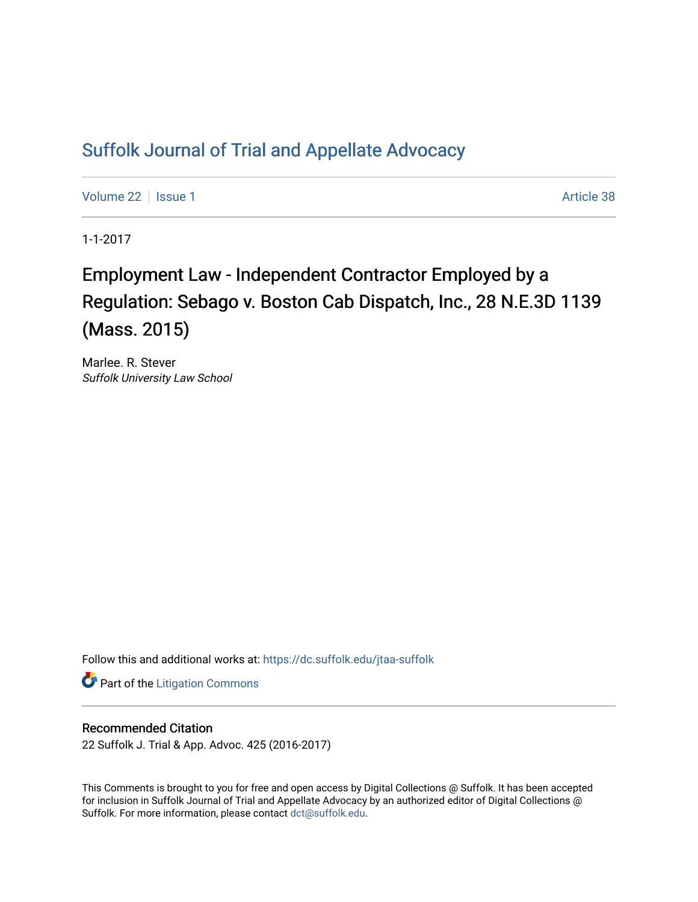# Suffolk Journal of Trial and Appellate Advocacy

Volume 22 | Issue 1 | Article 38

1-1-2017

## Employment Law - Independent Contractor Employed by a Regulation: Sebago v. Boston Cab Dispatch, Inc., 28 N.E.3D 1139 (Mass. 2015)

Marlee. R. Stever
*Suffolk University Law School*

Follow this and additional works at: https://dc.suffolk.edu/jtaa-suffolk

Part of the Litigation Commons

### Recommended Citation

22 Suffolk J. Trial & App. Advoc. 425 (2016-2017)

This Comments is brought to you for free and open access by Digital Collections @ Suffolk. It has been accepted for inclusion in Suffolk Journal of Trial and Appellate Advocacy by an authorized editor of Digital Collections @ Suffolk. For more information, please contact dct@suffolk.edu.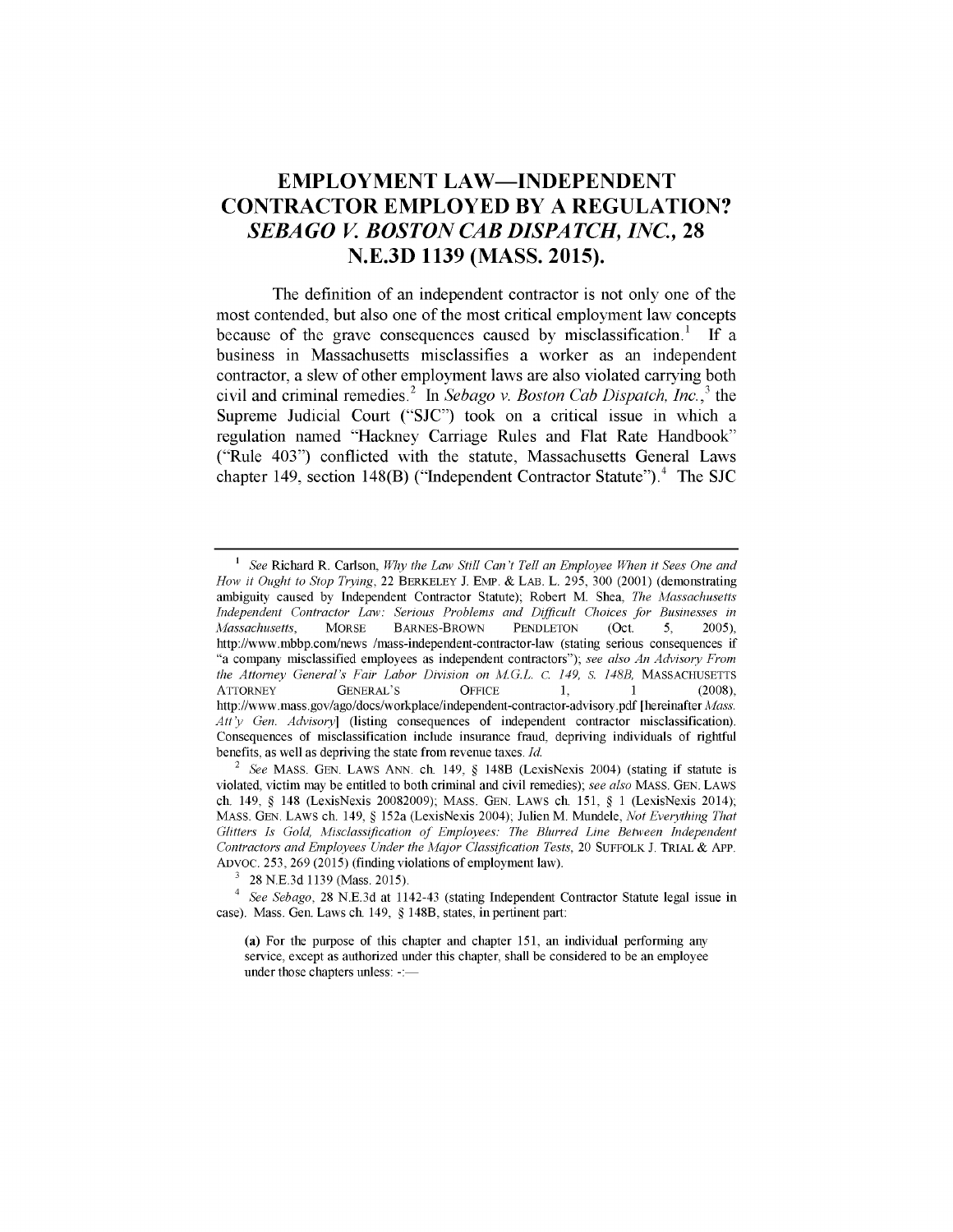# EMPLOYMENT LAW—INDEPENDENT CONTRACTOR EMPLOYED BY A REGULATION? *SEBAGO V. BOSTON CAB DISPATCH, INC.*, 28 N.E.3D 1139 (MASS. 2015).

The definition of an independent contractor is not only one of the most contended, but also one of the most critical employment law concepts because of the grave consequences caused by misclassification.[1] If a business in Massachusetts misclassifies a worker as an independent contractor, a slew of other employment laws are also violated carrying both civil and criminal remedies.[2] In *Sebago v. Boston Cab Dispatch, Inc.*,[3] the Supreme Judicial Court ("SJC") took on a critical issue in which a regulation named "Hackney Carriage Rules and Flat Rate Handbook" ("Rule 403") conflicted with the statute, Massachusetts General Laws chapter 149, section 148(B) ("Independent Contractor Statute").[4] The SJC

---

[1] *See* Richard R. Carlson, *Why the Law Still Can't Tell an Employee When it Sees One and How it Ought to Stop Trying*, 22 BERKELEY J. EMP. & LAB. L. 295, 300 (2001) (demonstrating ambiguity caused by Independent Contractor Statute); Robert M. Shea, *The Massachusetts Independent Contractor Law: Serious Problems and Difficult Choices for Businesses in Massachusetts*, MORSE BARNES-BROWN PENDLETON (Oct. 5, 2005), http://www.mbbp.com/news /mass-independent-contractor-law (stating serious consequences if "a company misclassified employees as independent contractors"); *see also An Advisory From the Attorney General's Fair Labor Division on M.G.L. C. 149, S. 148B*, MASSACHUSETTS ATTORNEY GENERAL'S OFFICE 1, 1 (2008), http://www.mass.gov/ago/docs/workplace/independent-contractor-advisory.pdf [hereinafter *Mass. Att'y Gen. Advisory*] (listing consequences of independent contractor misclassification). Consequences of misclassification include insurance fraud, depriving individuals of rightful benefits, as well as depriving the state from revenue taxes. *Id.*

[2] *See* MASS. GEN. LAWS ANN. ch. 149, § 148B (LexisNexis 2004) (stating if statute is violated, victim may be entitled to both criminal and civil remedies); *see also* MASS. GEN. LAWS ch. 149, § 148 (LexisNexis 20082009); MASS. GEN. LAWS ch. 151, § 1 (LexisNexis 2014); MASS. GEN. LAWS ch. 149, § 152a (LexisNexis 2004); Julien M. Mundele, *Not Everything That Glitters Is Gold, Misclassification of Employees: The Blurred Line Between Independent Contractors and Employees Under the Major Classification Tests*, 20 SUFFOLK J. TRIAL & APP. ADVOC. 253, 269 (2015) (finding violations of employment law).

[3] 28 N.E.3d 1139 (Mass. 2015).

[4] *See Sebago*, 28 N.E.3d at 1142-43 (stating Independent Contractor Statute legal issue in case). Mass. Gen. Laws ch. 149, § 148B, states, in pertinent part:

> (a) For the purpose of this chapter and chapter 151, an individual performing any service, except as authorized under this chapter, shall be considered to be an employee under those chapters unless: -:—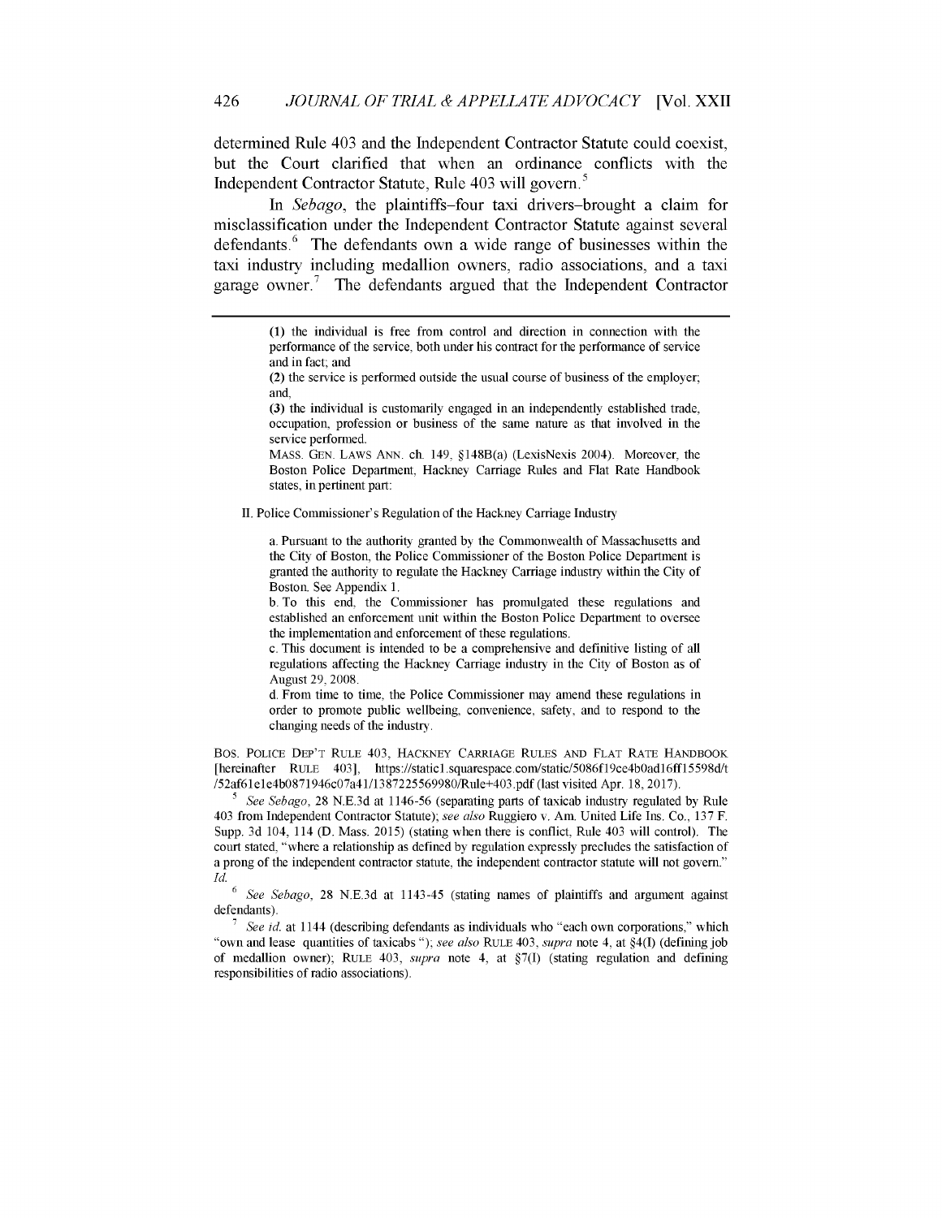determined Rule 403 and the Independent Contractor Statute could coexist, but the Court clarified that when an ordinance conflicts with the Independent Contractor Statute, Rule 403 will govern.[5]

In *Sebago*, the plaintiffs–four taxi drivers–brought a claim for misclassification under the Independent Contractor Statute against several defendants.[6] The defendants own a wide range of businesses within the taxi industry including medallion owners, radio associations, and a taxi garage owner.[7] The defendants argued that the Independent Contractor

---

> (1) the individual is free from control and direction in connection with the performance of the service, both under his contract for the performance of service and in fact; and
>
> (2) the service is performed outside the usual course of business of the employer; and,
>
> (3) the individual is customarily engaged in an independently established trade, occupation, profession or business of the same nature as that involved in the service performed.

MASS. GEN. LAWS ANN. ch. 149, §148B(a) (LexisNexis 2004). Moreover, the Boston Police Department, Hackney Carriage Rules and Flat Rate Handbook states, in pertinent part:

> II. Police Commissioner's Regulation of the Hackney Carriage Industry
>
> a. Pursuant to the authority granted by the Commonwealth of Massachusetts and the City of Boston, the Police Commissioner of the Boston Police Department is granted the authority to regulate the Hackney Carriage industry within the City of Boston. See Appendix 1.
>
> b. To this end, the Commissioner has promulgated these regulations and established an enforcement unit within the Boston Police Department to oversee the implementation and enforcement of these regulations.
>
> c. This document is intended to be a comprehensive and definitive listing of all regulations affecting the Hackney Carriage industry in the City of Boston as of August 29, 2008.
>
> d. From time to time, the Police Commissioner may amend these regulations in order to promote public wellbeing, convenience, safety, and to respond to the changing needs of the industry.

BOS. POLICE DEP'T RULE 403, HACKNEY CARRIAGE RULES AND FLAT RATE HANDBOOK [hereinafter RULE 403], https://static1.squarespace.com/static/5086f19ce4b0ad16ff15598d/t/52af61e1e4b0871946c07a41/1387225569980/Rule+403.pdf (last visited Apr. 18, 2017).

[5] *See Sebago*, 28 N.E.3d at 1146-56 (separating parts of taxicab industry regulated by Rule 403 from Independent Contractor Statute); *see also* Ruggiero v. Am. United Life Ins. Co., 137 F. Supp. 3d 104, 114 (D. Mass. 2015) (stating when there is conflict, Rule 403 will control). The court stated, "where a relationship as defined by regulation expressly precludes the satisfaction of a prong of the independent contractor statute, the independent contractor statute will not govern." *Id.*

[6] *See Sebago*, 28 N.E.3d at 1143-45 (stating names of plaintiffs and argument against defendants).

[7] *See id.* at 1144 (describing defendants as individuals who "each own corporations," which "own and lease quantities of taxicabs "); *see also* RULE 403, *supra* note 4, at §4(I) (defining job of medallion owner); RULE 403, *supra* note 4, at §7(I) (stating regulation and defining responsibilities of radio associations).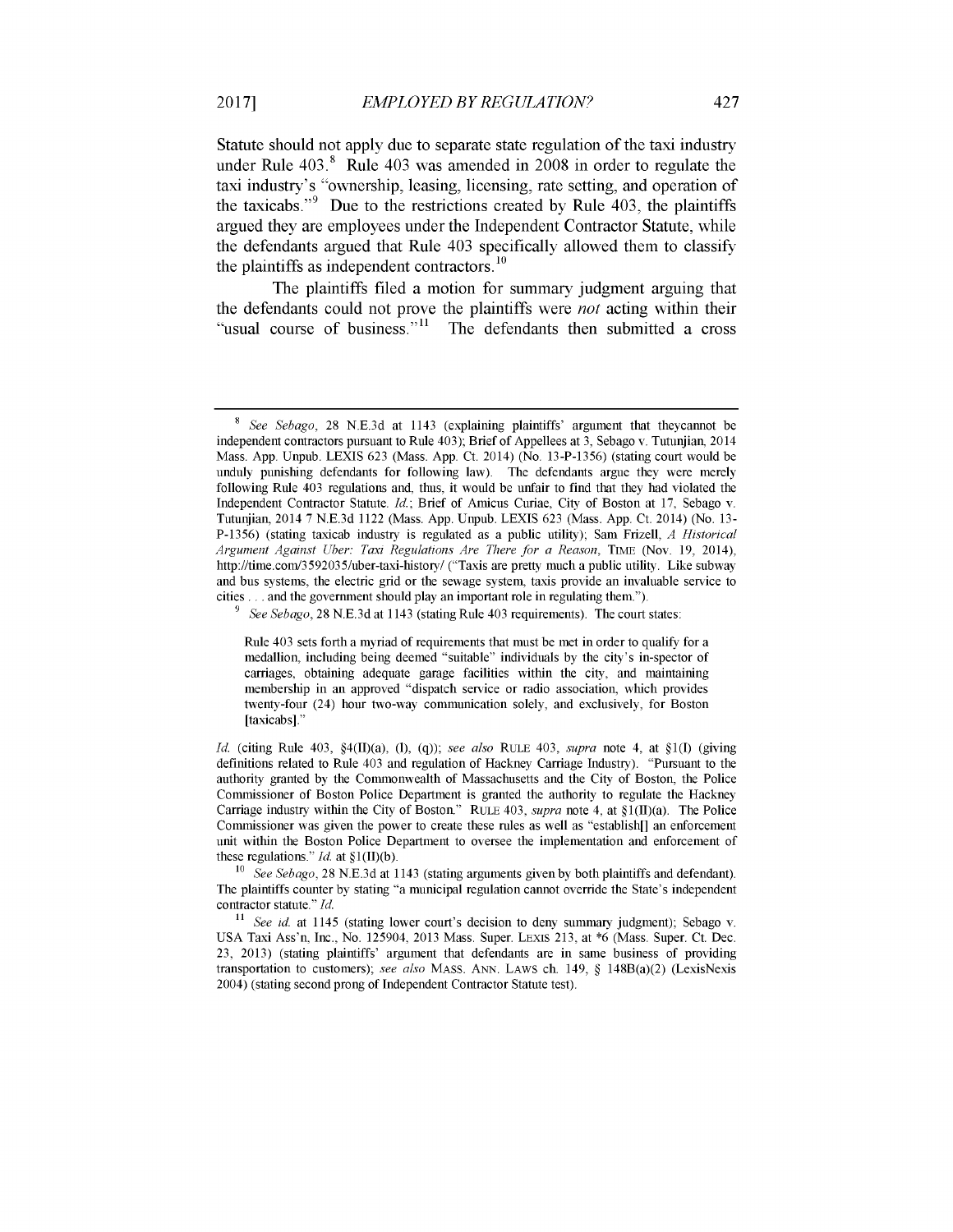Statute should not apply due to separate state regulation of the taxi industry under Rule 403.[8] Rule 403 was amended in 2008 in order to regulate the taxi industry's "ownership, leasing, licensing, rate setting, and operation of the taxicabs."[9] Due to the restrictions created by Rule 403, the plaintiffs argued they are employees under the Independent Contractor Statute, while the defendants argued that Rule 403 specifically allowed them to classify the plaintiffs as independent contractors.[10]

The plaintiffs filed a motion for summary judgment arguing that the defendants could not prove the plaintiffs were *not* acting within their "usual course of business."[11] The defendants then submitted a cross

---

[8] *See Sebago*, 28 N.E.3d at 1143 (explaining plaintiffs' argument that theycannot be independent contractors pursuant to Rule 403); Brief of Appellees at 3, Sebago v. Tutunjian, 2014 Mass. App. Unpub. LEXIS 623 (Mass. App. Ct. 2014) (No. 13-P-1356) (stating court would be unduly punishing defendants for following law). The defendants argue they were merely following Rule 403 regulations and, thus, it would be unfair to find that they had violated the Independent Contractor Statute. *Id.*; Brief of Amicus Curiae, City of Boston at 17, Sebago v. Tutunjian, 2014 7 N.E.3d 1122 (Mass. App. Unpub. LEXIS 623 (Mass. App. Ct. 2014) (No. 13-P-1356) (stating taxicab industry is regulated as a public utility); Sam Frizell, *A Historical Argument Against Uber: Taxi Regulations Are There for a Reason*, TIME (Nov. 19, 2014), http://time.com/3592035/uber-taxi-history/ ("Taxis are pretty much a public utility. Like subway and bus systems, the electric grid or the sewage system, taxis provide an invaluable service to cities . . . and the government should play an important role in regulating them.").

[9] *See Sebago*, 28 N.E.3d at 1143 (stating Rule 403 requirements). The court states:

> Rule 403 sets forth a myriad of requirements that must be met in order to qualify for a medallion, including being deemed "suitable" individuals by the city's in-spector of carriages, obtaining adequate garage facilities within the city, and maintaining membership in an approved "dispatch service or radio association, which provides twenty-four (24) hour two-way communication solely, and exclusively, for Boston [taxicabs]."

*Id.* (citing Rule 403, §4(II)(a), (l), (q)); *see also* RULE 403, *supra* note 4, at §1(I) (giving definitions related to Rule 403 and regulation of Hackney Carriage Industry). "Pursuant to the authority granted by the Commonwealth of Massachusetts and the City of Boston, the Police Commissioner of Boston Police Department is granted the authority to regulate the Hackney Carriage industry within the City of Boston." RULE 403, *supra* note 4, at §1(II)(a). The Police Commissioner was given the power to create these rules as well as "establish[] an enforcement unit within the Boston Police Department to oversee the implementation and enforcement of these regulations." *Id.* at §1(II)(b).

[10] *See Sebago*, 28 N.E.3d at 1143 (stating arguments given by both plaintiffs and defendant). The plaintiffs counter by stating "a municipal regulation cannot override the State's independent contractor statute." *Id.*

[11] *See id.* at 1145 (stating lower court's decision to deny summary judgment); Sebago v. USA Taxi Ass'n, Inc., No. 125904, 2013 Mass. Super. LEXIS 213, at *6 (Mass. Super. Ct. Dec. 23, 2013) (stating plaintiffs' argument that defendants are in same business of providing transportation to customers); *see also* MASS. ANN. LAWS ch. 149, § 148B(a)(2) (LexisNexis 2004) (stating second prong of Independent Contractor Statute test).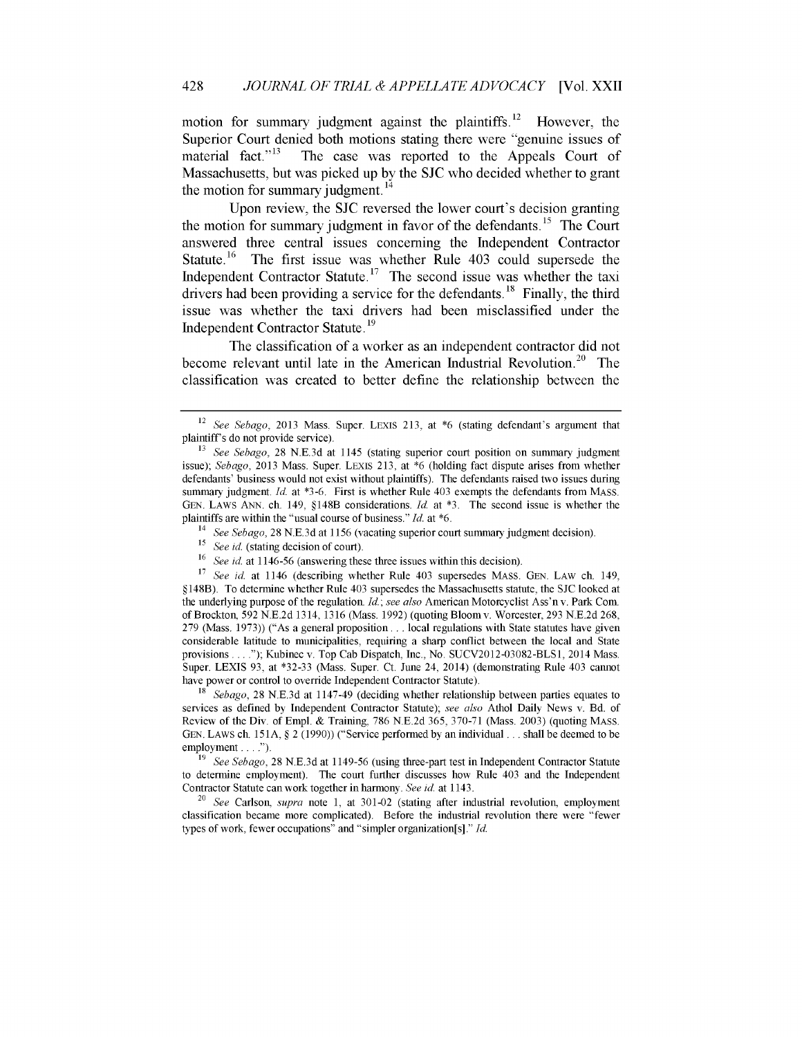motion for summary judgment against the plaintiffs.[12] However, the Superior Court denied both motions stating there were "genuine issues of material fact."[13] The case was reported to the Appeals Court of Massachusetts, but was picked up by the SJC who decided whether to grant the motion for summary judgment.[14]

Upon review, the SJC reversed the lower court's decision granting the motion for summary judgment in favor of the defendants.[15] The Court answered three central issues concerning the Independent Contractor Statute.[16] The first issue was whether Rule 403 could supersede the Independent Contractor Statute.[17] The second issue was whether the taxi drivers had been providing a service for the defendants.[18] Finally, the third issue was whether the taxi drivers had been misclassified under the Independent Contractor Statute.[19]

The classification of a worker as an independent contractor did not become relevant until late in the American Industrial Revolution.[20] The classification was created to better define the relationship between the

---

[12] *See Sebago*, 2013 Mass. Super. LEXIS 213, at *6 (stating defendant's argument that plaintiff's do not provide service).

[13] *See Sebago*, 28 N.E.3d at 1145 (stating superior court position on summary judgment issue); *Sebago*, 2013 Mass. Super. LEXIS 213, at *6 (holding fact dispute arises from whether defendants' business would not exist without plaintiffs). The defendants raised two issues during summary judgment. *Id.* at *3-6. First is whether Rule 403 exempts the defendants from MASS. GEN. LAWS ANN. ch. 149, §148B considerations. *Id.* at *3. The second issue is whether the plaintiffs are within the "usual course of business." *Id.* at *6.

[14] *See Sebago*, 28 N.E.3d at 1156 (vacating superior court summary judgment decision).

[15] *See id.* (stating decision of court).

[16] *See id.* at 1146-56 (answering these three issues within this decision).

[17] *See id.* at 1146 (describing whether Rule 403 supersedes MASS. GEN. LAW ch. 149, §148B). To determine whether Rule 403 supersedes the Massachusetts statute, the SJC looked at the underlying purpose of the regulation. *Id.*; *see also* American Motorcyclist Ass'n v. Park Com. of Brockton, 592 N.E.2d 1314, 1316 (Mass. 1992) (quoting Bloom v. Worcester, 293 N.E.2d 268, 279 (Mass. 1973)) ("As a general proposition . . . local regulations with State statutes have given considerable latitude to municipalities, requiring a sharp conflict between the local and State provisions . . . ."); Kubinec v. Top Cab Dispatch, Inc., No. SUCV2012-03082-BLS1, 2014 Mass. Super. LEXIS 93, at *32-33 (Mass. Super. Ct. June 24, 2014) (demonstrating Rule 403 cannot have power or control to override Independent Contractor Statute).

[18] *Sebago*, 28 N.E.3d at 1147-49 (deciding whether relationship between parties equates to services as defined by Independent Contractor Statute); *see also* Athol Daily News v. Bd. of Review of the Div. of Empl. & Training, 786 N.E.2d 365, 370-71 (Mass. 2003) (quoting MASS. GEN. LAWS ch. 151A, § 2 (1990)) ("Service performed by an individual . . . shall be deemed to be employment . . . .").

[19] *See Sebago*, 28 N.E.3d at 1149-56 (using three-part test in Independent Contractor Statute to determine employment). The court further discusses how Rule 403 and the Independent Contractor Statute can work together in harmony. *See id.* at 1143.

[20] *See* Carlson, *supra* note 1, at 301-02 (stating after industrial revolution, employment classification became more complicated). Before the industrial revolution there were "fewer types of work, fewer occupations" and "simpler organization[s]." *Id.*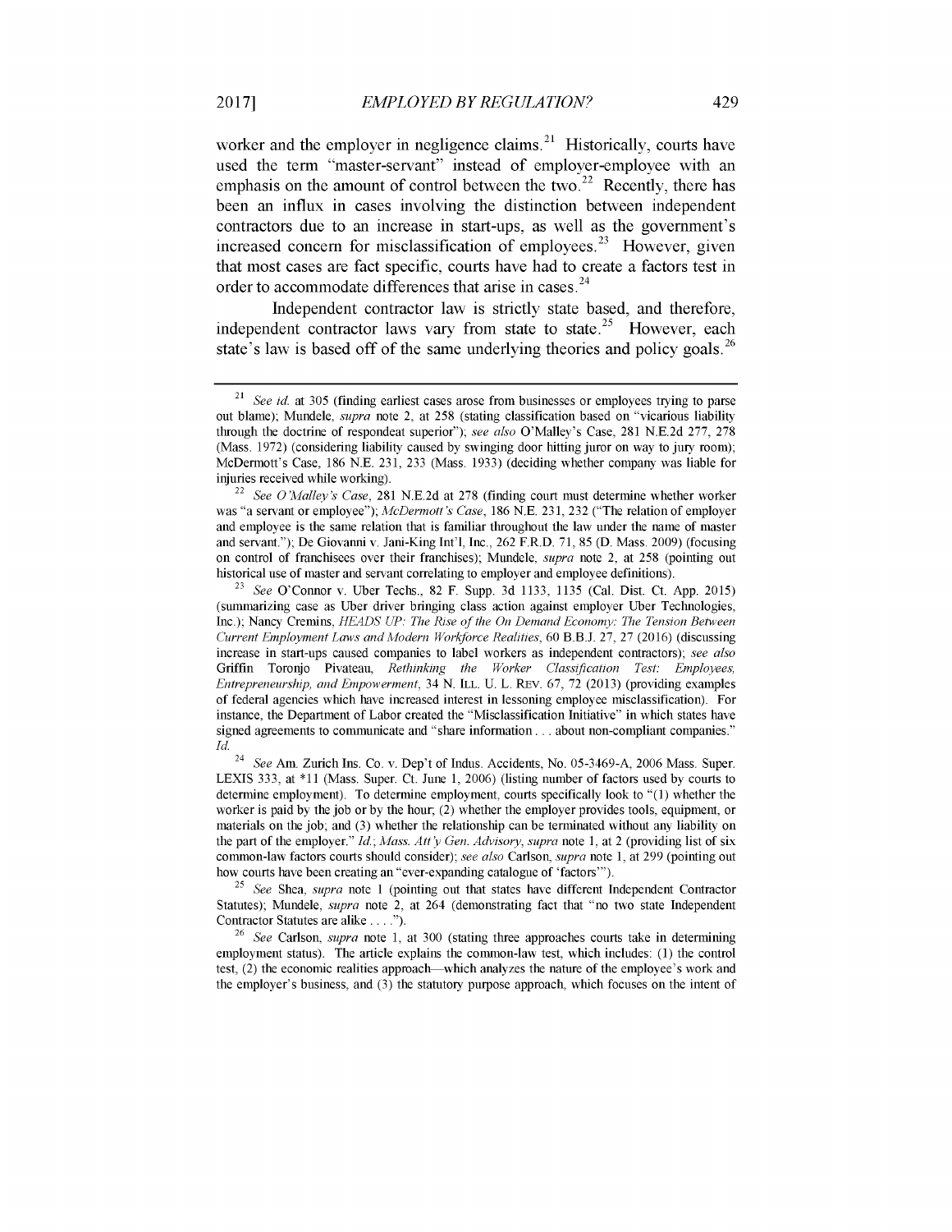worker and the employer in negligence claims.[21] Historically, courts have used the term "master-servant" instead of employer-employee with an emphasis on the amount of control between the two.[22] Recently, there has been an influx in cases involving the distinction between independent contractors due to an increase in start-ups, as well as the government's increased concern for misclassification of employees.[23] However, given that most cases are fact specific, courts have had to create a factors test in order to accommodate differences that arise in cases.[24]

Independent contractor law is strictly state based, and therefore, independent contractor laws vary from state to state.[25] However, each state's law is based off of the same underlying theories and policy goals.[26]

---

[21] *See id.* at 305 (finding earliest cases arose from businesses or employees trying to parse out blame); Mundele, *supra* note 2, at 258 (stating classification based on "vicarious liability through the doctrine of respondeat superior"); *see also* O'Malley's Case, 281 N.E.2d 277, 278 (Mass. 1972) (considering liability caused by swinging door hitting juror on way to jury room); McDermott's Case, 186 N.E. 231, 233 (Mass. 1933) (deciding whether company was liable for injuries received while working).

[22] *See O'Malley's Case*, 281 N.E.2d at 278 (finding court must determine whether worker was "a servant or employee"); *McDermott's Case*, 186 N.E. 231, 232 ("The relation of employer and employee is the same relation that is familiar throughout the law under the name of master and servant."); De Giovanni v. Jani-King Int'l, Inc., 262 F.R.D. 71, 85 (D. Mass. 2009) (focusing on control of franchisees over their franchises); Mundele, *supra* note 2, at 258 (pointing out historical use of master and servant correlating to employer and employee definitions).

[23] *See* O'Connor v. Uber Techs., 82 F. Supp. 3d 1133, 1135 (Cal. Dist. Ct. App. 2015) (summarizing case as Uber driver bringing class action against employer Uber Technologies, Inc.); Nancy Cremins, *HEADS UP: The Rise of the On Demand Economy: The Tension Between Current Employment Laws and Modern Workforce Realities*, 60 B.B.J. 27, 27 (2016) (discussing increase in start-ups caused companies to label workers as independent contractors); *see also* Griffin Toronjo Pivateau, *Rethinking the Worker Classification Test: Employees, Entrepreneurship, and Empowerment*, 34 N. ILL. U. L. REV. 67, 72 (2013) (providing examples of federal agencies which have increased interest in lessoning employee misclassification). For instance, the Department of Labor created the "Misclassification Initiative" in which states have signed agreements to communicate and "share information . . . about non-compliant companies." *Id.*

[24] *See* Am. Zurich Ins. Co. v. Dep't of Indus. Accidents, No. 05-3469-A, 2006 Mass. Super. LEXIS 333, at *11 (Mass. Super. Ct. June 1, 2006) (listing number of factors used by courts to determine employment). To determine employment, courts specifically look to "(1) whether the worker is paid by the job or by the hour; (2) whether the employer provides tools, equipment, or materials on the job; and (3) whether the relationship can be terminated without any liability on the part of the employer." *Id.*; *Mass. Att'y Gen. Advisory*, *supra* note 1, at 2 (providing list of six common-law factors courts should consider); *see also* Carlson, *supra* note 1, at 299 (pointing out how courts have been creating an "ever-expanding catalogue of 'factors'").

[25] *See* Shea, *supra* note 1 (pointing out that states have different Independent Contractor Statutes); Mundele, *supra* note 2, at 264 (demonstrating fact that "no two state Independent Contractor Statutes are alike . . . .").

[26] *See* Carlson, *supra* note 1, at 300 (stating three approaches courts take in determining employment status). The article explains the common-law test, which includes: (1) the control test, (2) the economic realities approach—which analyzes the nature of the employee's work and the employer's business, and (3) the statutory purpose approach, which focuses on the intent of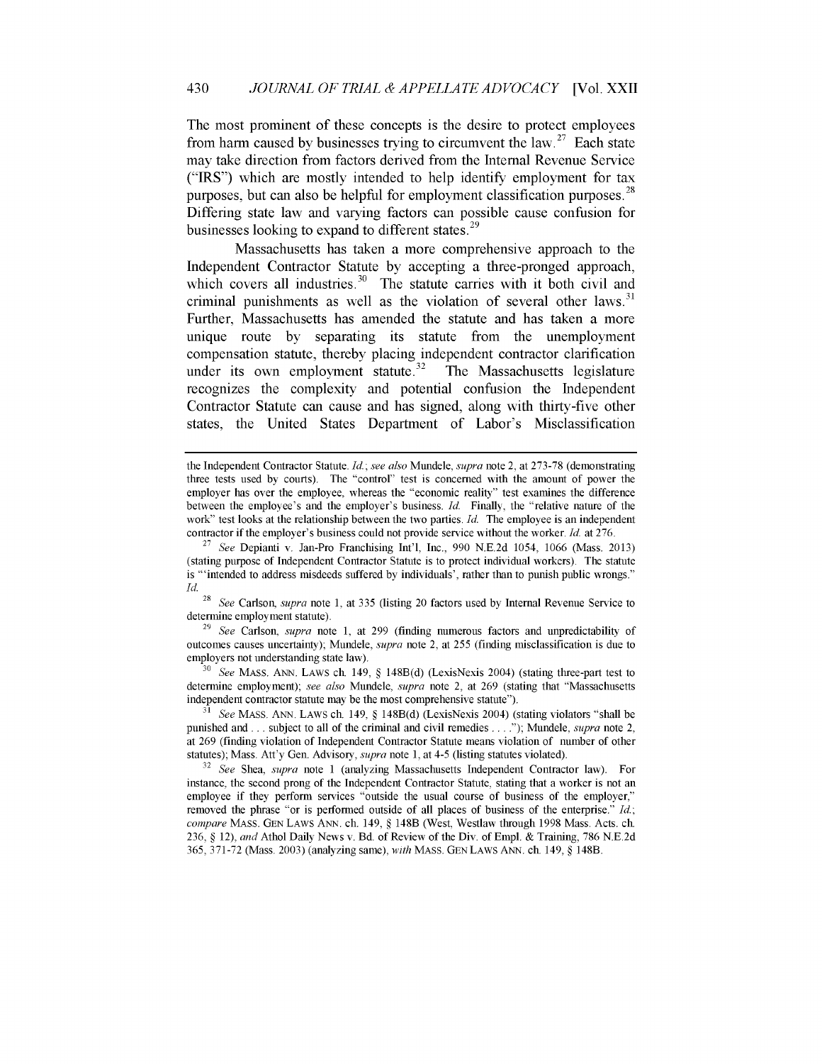The most prominent of these concepts is the desire to protect employees from harm caused by businesses trying to circumvent the law.[27] Each state may take direction from factors derived from the Internal Revenue Service ("IRS") which are mostly intended to help identify employment for tax purposes, but can also be helpful for employment classification purposes.[28] Differing state law and varying factors can possible cause confusion for businesses looking to expand to different states.[29]

Massachusetts has taken a more comprehensive approach to the Independent Contractor Statute by accepting a three-pronged approach, which covers all industries.[30] The statute carries with it both civil and criminal punishments as well as the violation of several other laws.[31] Further, Massachusetts has amended the statute and has taken a more unique route by separating its statute from the unemployment compensation statute, thereby placing independent contractor clarification under its own employment statute.[32] The Massachusetts legislature recognizes the complexity and potential confusion the Independent Contractor Statute can cause and has signed, along with thirty-five other states, the United States Department of Labor's Misclassification

---

the Independent Contractor Statute. *Id.*; *see also* Mundele, *supra* note 2, at 273-78 (demonstrating three tests used by courts). The "control" test is concerned with the amount of power the employer has over the employee, whereas the "economic reality" test examines the difference between the employee's and the employer's business. *Id.* Finally, the "relative nature of the work" test looks at the relationship between the two parties. *Id.* The employee is an independent contractor if the employer's business could not provide service without the worker. *Id.* at 276.

[27] *See* Depianti v. Jan-Pro Franchising Int'l, Inc., 990 N.E.2d 1054, 1066 (Mass. 2013) (stating purpose of Independent Contractor Statute is to protect individual workers). The statute is "'intended to address misdeeds suffered by individuals', rather than to punish public wrongs." *Id.*

[28] *See* Carlson, *supra* note 1, at 335 (listing 20 factors used by Internal Revenue Service to determine employment statute).

[29] *See* Carlson, *supra* note 1, at 299 (finding numerous factors and unpredictability of outcomes causes uncertainty); Mundele, *supra* note 2, at 255 (finding misclassification is due to employers not understanding state law).

[30] *See* MASS. ANN. LAWS ch. 149, § 148B(d) (LexisNexis 2004) (stating three-part test to determine employment); *see also* Mundele, *supra* note 2, at 269 (stating that "Massachusetts independent contractor statute may be the most comprehensive statute").

[31] *See* MASS. ANN. LAWS ch. 149, § 148B(d) (LexisNexis 2004) (stating violators "shall be punished and . . . subject to all of the criminal and civil remedies . . . ."); Mundele, *supra* note 2, at 269 (finding violation of Independent Contractor Statute means violation of number of other statutes); Mass. Att'y Gen. Advisory, *supra* note 1, at 4-5 (listing statutes violated).

[32] *See* Shea, *supra* note 1 (analyzing Massachusetts Independent Contractor law). For instance, the second prong of the Independent Contractor Statute, stating that a worker is not an employee if they perform services "outside the usual course of business of the employer," removed the phrase "or is performed outside of all places of business of the enterprise." *Id.*; *compare* MASS. GEN LAWS ANN. ch. 149, § 148B (West, Westlaw through 1998 Mass. Acts. ch. 236, § 12), *and* Athol Daily News v. Bd. of Review of the Div. of Empl. & Training, 786 N.E.2d 365, 371-72 (Mass. 2003) (analyzing same), *with* MASS. GEN LAWS ANN. ch. 149, § 148B.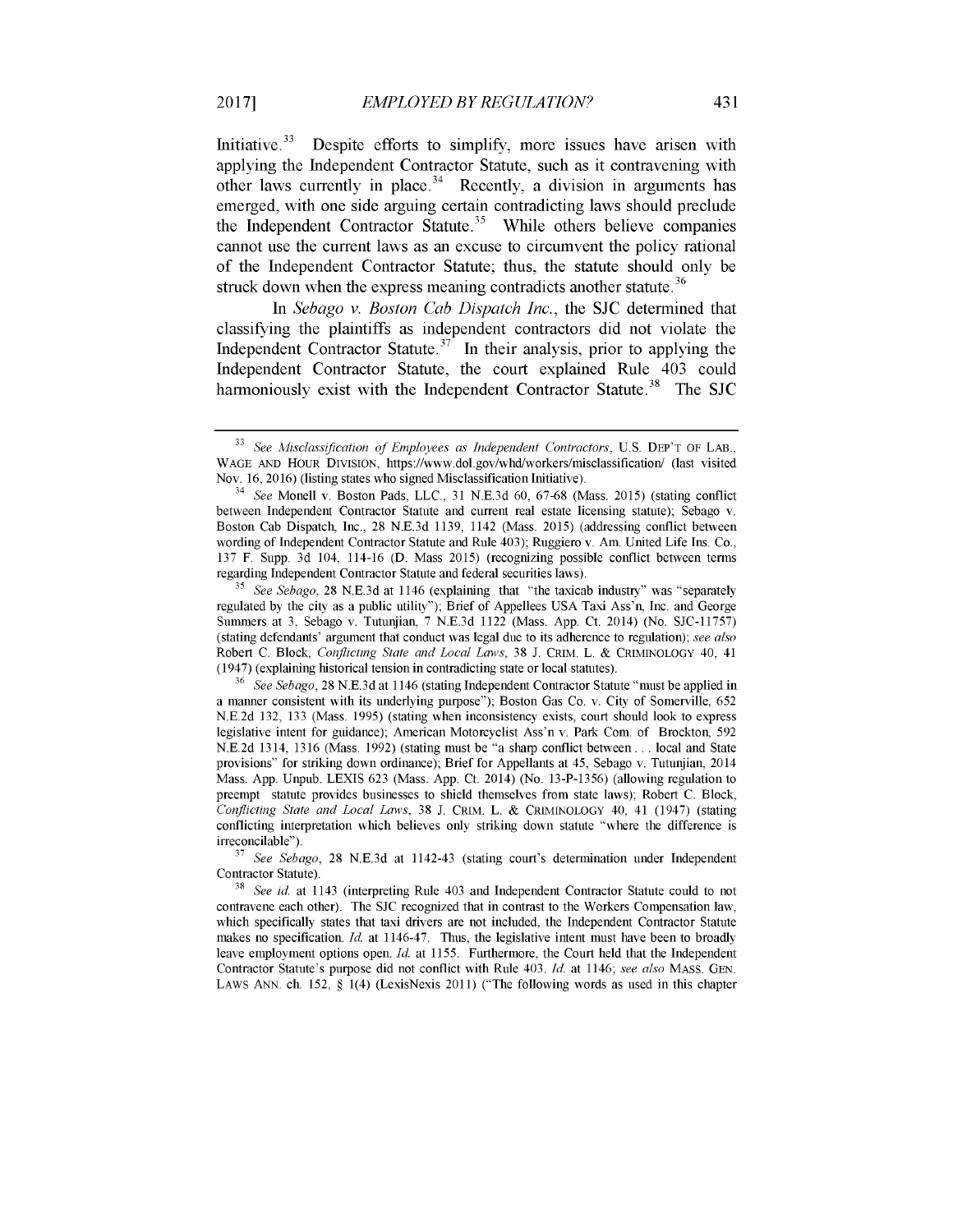Initiative.[33] Despite efforts to simplify, more issues have arisen with applying the Independent Contractor Statute, such as it contravening with other laws currently in place.[34] Recently, a division in arguments has emerged, with one side arguing certain contradicting laws should preclude the Independent Contractor Statute.[35] While others believe companies cannot use the current laws as an excuse to circumvent the policy rational of the Independent Contractor Statute; thus, the statute should only be struck down when the express meaning contradicts another statute.[36]

In *Sebago v. Boston Cab Dispatch Inc.*, the SJC determined that classifying the plaintiffs as independent contractors did not violate the Independent Contractor Statute.[37] In their analysis, prior to applying the Independent Contractor Statute, the court explained Rule 403 could harmoniously exist with the Independent Contractor Statute.[38] The SJC

---

[33] *See Misclassification of Employees as Independent Contractors*, U.S. DEP'T OF LAB., WAGE AND HOUR DIVISION, https://www.dol.gov/whd/workers/misclassification/ (last visited Nov. 16, 2016) (listing states who signed Misclassification Initiative).

[34] *See* Monell v. Boston Pads, LLC., 31 N.E.3d 60, 67-68 (Mass. 2015) (stating conflict between Independent Contractor Statute and current real estate licensing statute); Sebago v. Boston Cab Dispatch, Inc., 28 N.E.3d 1139, 1142 (Mass. 2015) (addressing conflict between wording of Independent Contractor Statute and Rule 403); Ruggiero v. Am. United Life Ins. Co., 137 F. Supp. 3d 104, 114-16 (D. Mass 2015) (recognizing possible conflict between terms regarding Independent Contractor Statute and federal securities laws).

[35] *See Sebago*, 28 N.E.3d at 1146 (explaining that "the taxicab industry" was "separately regulated by the city as a public utility"); Brief of Appellees USA Taxi Ass'n, Inc. and George Summers at 3, Sebago v. Tutunjian, 7 N.E.3d 1122 (Mass. App. Ct. 2014) (No. SJC-11757) (stating defendants' argument that conduct was legal due to its adherence to regulation); *see also* Robert C. Block, *Conflicting State and Local Laws*, 38 J. CRIM. L. & CRIMINOLOGY 40, 41 (1947) (explaining historical tension in contradicting state or local statutes).

[36] *See Sebago*, 28 N.E.3d at 1146 (stating Independent Contractor Statute "must be applied in a manner consistent with its underlying purpose"); Boston Gas Co. v. City of Somerville, 652 N.E.2d 132, 133 (Mass. 1995) (stating when inconsistency exists, court should look to express legislative intent for guidance); American Motorcyclist Ass'n v. Park Com. of Brockton, 592 N.E.2d 1314, 1316 (Mass. 1992) (stating must be "a sharp conflict between . . . local and State provisions" for striking down ordinance); Brief for Appellants at 45, Sebago v. Tutunjian, 2014 Mass. App. Unpub. LEXIS 623 (Mass. App. Ct. 2014) (No. 13-P-1356) (allowing regulation to preempt statute provides businesses to shield themselves from state laws); Robert C. Block, *Conflicting State and Local Laws*, 38 J. CRIM. L. & CRIMINOLOGY 40, 41 (1947) (stating conflicting interpretation which believes only striking down statute "where the difference is irreconcilable").

[37] *See Sebago*, 28 N.E.3d at 1142-43 (stating court's determination under Independent Contractor Statute).

[38] *See id.* at 1143 (interpreting Rule 403 and Independent Contractor Statute could to not contravene each other). The SJC recognized that in contrast to the Workers Compensation law, which specifically states that taxi drivers are not included, the Independent Contractor Statute makes no specification. *Id.* at 1146-47. Thus, the legislative intent must have been to broadly leave employment options open. *Id.* at 1155. Furthermore, the Court held that the Independent Contractor Statute's purpose did not conflict with Rule 403. *Id.* at 1146; *see also* MASS. GEN. LAWS ANN. ch. 152, § 1(4) (LexisNexis 2011) ("The following words as used in this chapter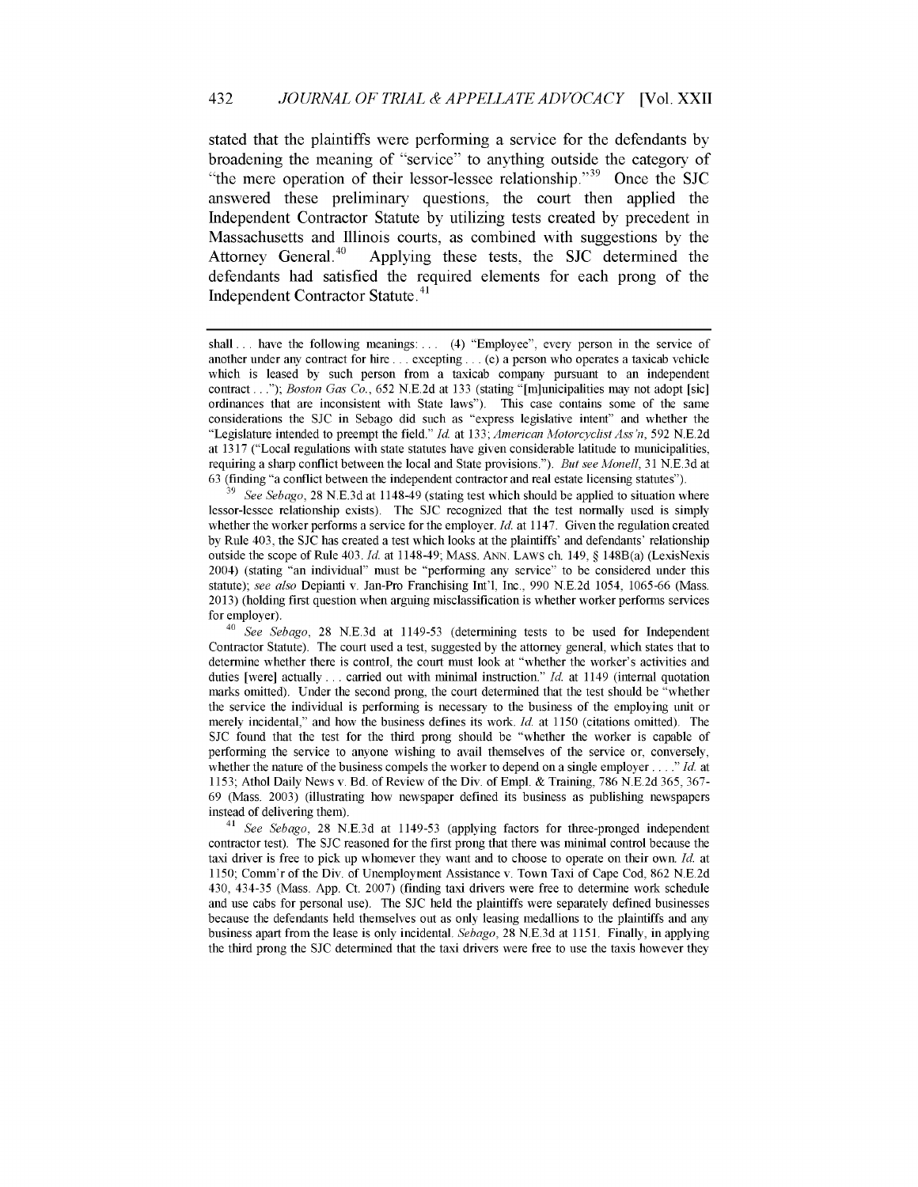stated that the plaintiffs were performing a service for the defendants by broadening the meaning of "service" to anything outside the category of "the mere operation of their lessor-lessee relationship."[39] Once the SJC answered these preliminary questions, the court then applied the Independent Contractor Statute by utilizing tests created by precedent in Massachusetts and Illinois courts, as combined with suggestions by the Attorney General.[40] Applying these tests, the SJC determined the defendants had satisfied the required elements for each prong of the Independent Contractor Statute.[41]

---

shall . . . have the following meanings: . . . (4) "Employee", every person in the service of another under any contract for hire . . . excepting . . . (e) a person who operates a taxicab vehicle which is leased by such person from a taxicab company pursuant to an independent contract . . ."); *Boston Gas Co.*, 652 N.E.2d at 133 (stating "[m]unicipalities may not adopt [sic] ordinances that are inconsistent with State laws"). This case contains some of the same considerations the SJC in Sebago did such as "express legislative intent" and whether the "Legislature intended to preempt the field." *Id.* at 133; *American Motorcyclist Ass'n*, 592 N.E.2d at 1317 ("Local regulations with state statutes have given considerable latitude to municipalities, requiring a sharp conflict between the local and State provisions."). *But see Monell*, 31 N.E.3d at 63 (finding "a conflict between the independent contractor and real estate licensing statutes").

[39] *See Sebago*, 28 N.E.3d at 1148-49 (stating test which should be applied to situation where lessor-lessee relationship exists). The SJC recognized that the test normally used is simply whether the worker performs a service for the employer. *Id.* at 1147. Given the regulation created by Rule 403, the SJC has created a test which looks at the plaintiffs' and defendants' relationship outside the scope of Rule 403. *Id.* at 1148-49; MASS. ANN. LAWS ch. 149, § 148B(a) (LexisNexis 2004) (stating "an individual" must be "performing any service" to be considered under this statute); *see also* Depianti v. Jan-Pro Franchising Int'l, Inc., 990 N.E.2d 1054, 1065-66 (Mass. 2013) (holding first question when arguing misclassification is whether worker performs services for employer).

[40] *See Sebago*, 28 N.E.3d at 1149-53 (determining tests to be used for Independent Contractor Statute). The court used a test, suggested by the attorney general, which states that to determine whether there is control, the court must look at "whether the worker's activities and duties [were] actually . . . carried out with minimal instruction." *Id.* at 1149 (internal quotation marks omitted). Under the second prong, the court determined that the test should be "whether the service the individual is performing is necessary to the business of the employing unit or merely incidental," and how the business defines its work. *Id.* at 1150 (citations omitted). The SJC found that the test for the third prong should be "whether the worker is capable of performing the service to anyone wishing to avail themselves of the service or, conversely, whether the nature of the business compels the worker to depend on a single employer . . . ." *Id.* at 1153; Athol Daily News v. Bd. of Review of the Div. of Empl. & Training, 786 N.E.2d 365, 367-69 (Mass. 2003) (illustrating how newspaper defined its business as publishing newspapers instead of delivering them).

[41] *See Sebago*, 28 N.E.3d at 1149-53 (applying factors for three-pronged independent contractor test). The SJC reasoned for the first prong that there was minimal control because the taxi driver is free to pick up whomever they want and to choose to operate on their own. *Id.* at 1150; Comm'r of the Div. of Unemployment Assistance v. Town Taxi of Cape Cod, 862 N.E.2d 430, 434-35 (Mass. App. Ct. 2007) (finding taxi drivers were free to determine work schedule and use cabs for personal use). The SJC held the plaintiffs were separately defined businesses because the defendants held themselves out as only leasing medallions to the plaintiffs and any business apart from the lease is only incidental. *Sebago*, 28 N.E.3d at 1151. Finally, in applying the third prong the SJC determined that the taxi drivers were free to use the taxis however they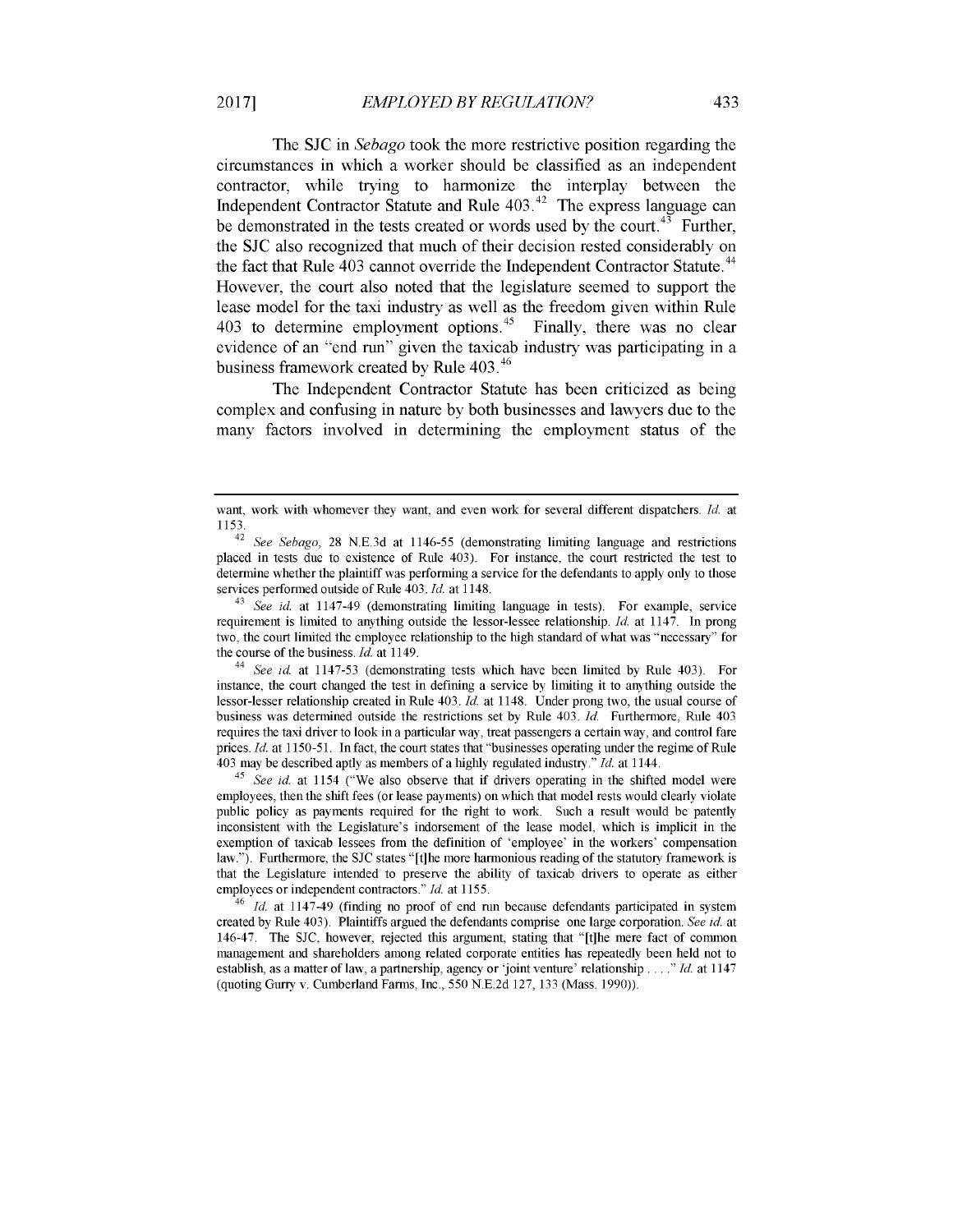The SJC in *Sebago* took the more restrictive position regarding the circumstances in which a worker should be classified as an independent contractor, while trying to harmonize the interplay between the Independent Contractor Statute and Rule 403.[42] The express language can be demonstrated in the tests created or words used by the court.[43] Further, the SJC also recognized that much of their decision rested considerably on the fact that Rule 403 cannot override the Independent Contractor Statute.[44] However, the court also noted that the legislature seemed to support the lease model for the taxi industry as well as the freedom given within Rule 403 to determine employment options.[45] Finally, there was no clear evidence of an "end run" given the taxicab industry was participating in a business framework created by Rule 403.[46]

The Independent Contractor Statute has been criticized as being complex and confusing in nature by both businesses and lawyers due to the many factors involved in determining the employment status of the

---

want, work with whomever they want, and even work for several different dispatchers. *Id.* at 1153.

[42] *See Sebago*, 28 N.E.3d at 1146-55 (demonstrating limiting language and restrictions placed in tests due to existence of Rule 403). For instance, the court restricted the test to determine whether the plaintiff was performing a service for the defendants to apply only to those services performed outside of Rule 403. *Id.* at 1148.

[43] *See id.* at 1147-49 (demonstrating limiting language in tests). For example, service requirement is limited to anything outside the lessor-lessee relationship. *Id.* at 1147. In prong two, the court limited the employee relationship to the high standard of what was "necessary" for the course of the business. *Id.* at 1149.

[44] *See id.* at 1147-53 (demonstrating tests which have been limited by Rule 403). For instance, the court changed the test in defining a service by limiting it to anything outside the lessor-lesser relationship created in Rule 403. *Id.* at 1148. Under prong two, the usual course of business was determined outside the restrictions set by Rule 403. *Id.* Furthermore, Rule 403 requires the taxi driver to look in a particular way, treat passengers a certain way, and control fare prices. *Id.* at 1150-51. In fact, the court states that "businesses operating under the regime of Rule 403 may be described aptly as members of a highly regulated industry." *Id.* at 1144.

[45] *See id.* at 1154 ("We also observe that if drivers operating in the shifted model were employees, then the shift fees (or lease payments) on which that model rests would clearly violate public policy as payments required for the right to work. Such a result would be patently inconsistent with the Legislature's indorsement of the lease model, which is implicit in the exemption of taxicab lessees from the definition of 'employee' in the workers' compensation law."). Furthermore, the SJC states "[t]he more harmonious reading of the statutory framework is that the Legislature intended to preserve the ability of taxicab drivers to operate as either employees or independent contractors." *Id.* at 1155.

[46] *Id.* at 1147-49 (finding no proof of end run because defendants participated in system created by Rule 403). Plaintiffs argued the defendants comprise one large corporation. *See id.* at 146-47. The SJC, however, rejected this argument, stating that "[t]he mere fact of common management and shareholders among related corporate entities has repeatedly been held not to establish, as a matter of law, a partnership, agency or 'joint venture' relationship . . . ." *Id.* at 1147 (quoting Gurry v. Cumberland Farms, Inc., 550 N.E.2d 127, 133 (Mass. 1990)).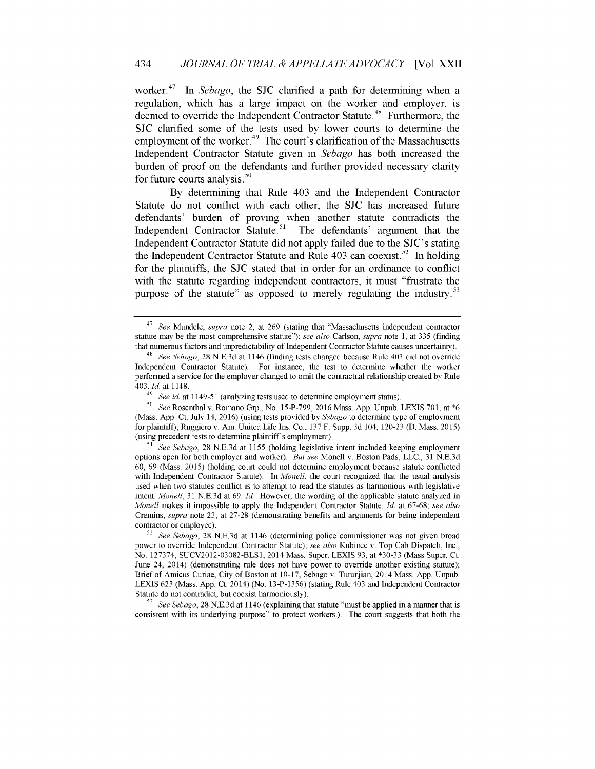worker.[47] In *Sebago*, the SJC clarified a path for determining when a regulation, which has a large impact on the worker and employer, is deemed to override the Independent Contractor Statute.[48] Furthermore, the SJC clarified some of the tests used by lower courts to determine the employment of the worker.[49] The court's clarification of the Massachusetts Independent Contractor Statute given in *Sebago* has both increased the burden of proof on the defendants and further provided necessary clarity for future courts analysis.[50]

By determining that Rule 403 and the Independent Contractor Statute do not conflict with each other, the SJC has increased future defendants' burden of proving when another statute contradicts the Independent Contractor Statute.[51] The defendants' argument that the Independent Contractor Statute did not apply failed due to the SJC's stating the Independent Contractor Statute and Rule 403 can coexist.[52] In holding for the plaintiffs, the SJC stated that in order for an ordinance to conflict with the statute regarding independent contractors, it must "frustrate the purpose of the statute" as opposed to merely regulating the industry.[53]

---

[47] *See* Mundele, *supra* note 2, at 269 (stating that "Massachusetts independent contractor statute may be the most comprehensive statute"); *see also* Carlson, *supra* note 1, at 335 (finding that numerous factors and unpredictability of Independent Contractor Statute causes uncertainty).

[48] *See Sebago*, 28 N.E.3d at 1146 (finding tests changed because Rule 403 did not override Independent Contractor Statute). For instance, the test to determine whether the worker performed a service for the employer changed to omit the contractual relationship created by Rule 403. *Id.* at 1148.

[49] *See id.* at 1149-51 (analyzing tests used to determine employment status).

[50] *See* Rosenthal v. Romano Grp., No. 15-P-799, 2016 Mass. App. Unpub. LEXIS 701, at *6 (Mass. App. Ct. July 14, 2016) (using tests provided by *Sebago* to determine type of employment for plaintiff); Ruggiero v. Am. United Life Ins. Co., 137 F. Supp. 3d 104, 120-23 (D. Mass. 2015) (using precedent tests to determine plaintiff's employment).

[51] *See Sebago*, 28 N.E.3d at 1155 (holding legislative intent included keeping employment options open for both employer and worker). *But see* Monell v. Boston Pads, LLC., 31 N.E.3d 60, 69 (Mass. 2015) (holding court could not determine employment because statute conflicted with Independent Contractor Statute). In *Monell*, the court recognized that the usual analysis used when two statutes conflict is to attempt to read the statutes as harmonious with legislative intent. *Monell,* 31 N.E.3d at 69. *Id.* However, the wording of the applicable statute analyzed in *Monell* makes it impossible to apply the Independent Contractor Statute. *Id.* at 67-68; *see also* Cremins, *supra* note 23, at 27-28 (demonstrating benefits and arguments for being independent contractor or employee).

[52] *See Sebago*, 28 N.E.3d at 1146 (determining police commissioner was not given broad power to override Independent Contractor Statute); *see also* Kubinec v. Top Cab Dispatch, Inc., No. 127374, SUCV2012-03082-BLS1, 2014 Mass. Super. LEXIS 93, at *30-33 (Mass Super. Ct. June 24, 2014) (demonstrating rule does not have power to override another existing statute); Brief of Amicus Curiae, City of Boston at 10-17, Sebago v. Tutunjian, 2014 Mass. App. Unpub. LEXIS 623 (Mass. App. Ct. 2014) (No. 13-P-1356) (stating Rule 403 and Independent Contractor Statute do not contradict, but coexist harmoniously).

[53] *See Sebago*, 28 N.E.3d at 1146 (explaining that statute "must be applied in a manner that is consistent with its underlying purpose" to protect workers.). The court suggests that both the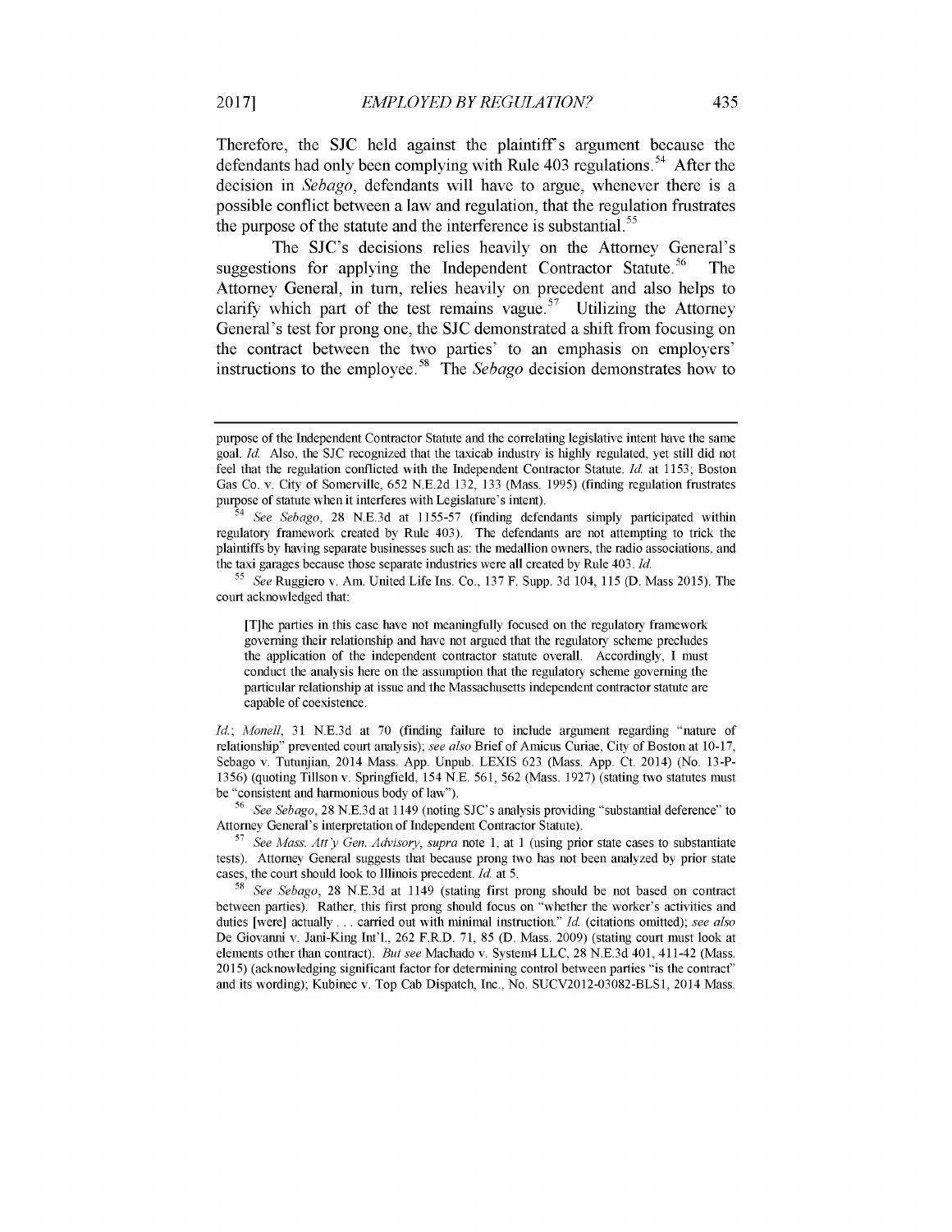Therefore, the SJC held against the plaintiff's argument because the defendants had only been complying with Rule 403 regulations.[54] After the decision in *Sebago*, defendants will have to argue, whenever there is a possible conflict between a law and regulation, that the regulation frustrates the purpose of the statute and the interference is substantial.[55]

The SJC's decisions relies heavily on the Attorney General's suggestions for applying the Independent Contractor Statute.[56] The Attorney General, in turn, relies heavily on precedent and also helps to clarify which part of the test remains vague.[57] Utilizing the Attorney General's test for prong one, the SJC demonstrated a shift from focusing on the contract between the two parties' to an emphasis on employers' instructions to the employee.[58] The *Sebago* decision demonstrates how to

---

purpose of the Independent Contractor Statute and the correlating legislative intent have the same goal. *Id.* Also, the SJC recognized that the taxicab industry is highly regulated, yet still did not feel that the regulation conflicted with the Independent Contractor Statute. *Id.* at 1153; Boston Gas Co. v. City of Somerville, 652 N.E.2d 132, 133 (Mass. 1995) (finding regulation frustrates purpose of statute when it interferes with Legislature's intent).

[54] *See Sebago*, 28 N.E.3d at 1155-57 (finding defendants simply participated within regulatory framework created by Rule 403). The defendants are not attempting to trick the plaintiffs by having separate businesses such as: the medallion owners, the radio associations, and the taxi garages because those separate industries were all created by Rule 403. *Id.*

[55] *See* Ruggiero v. Am. United Life Ins. Co., 137 F. Supp. 3d 104, 115 (D. Mass 2015). The court acknowledged that:

> [T]he parties in this case have not meaningfully focused on the regulatory framework governing their relationship and have not argued that the regulatory scheme precludes the application of the independent contractor statute overall. Accordingly, I must conduct the analysis here on the assumption that the regulatory scheme governing the particular relationship at issue and the Massachusetts independent contractor statute are capable of coexistence.

*Id.*; *Monell*, 31 N.E.3d at 70 (finding failure to include argument regarding "nature of relationship" prevented court analysis); *see also* Brief of Amicus Curiae, City of Boston at 10-17, Sebago v. Tutunjian, 2014 Mass. App. Unpub. LEXIS 623 (Mass. App. Ct. 2014) (No. 13-P-1356) (quoting Tillson v. Springfield, 154 N.E. 561, 562 (Mass. 1927) (stating two statutes must be "consistent and harmonious body of law").

[56] *See Sebago*, 28 N.E.3d at 1149 (noting SJC's analysis providing "substantial deference" to Attorney General's interpretation of Independent Contractor Statute).

[57] *See Mass. Att'y Gen. Advisory*, *supra* note 1, at 1 (using prior state cases to substantiate tests). Attorney General suggests that because prong two has not been analyzed by prior state cases, the court should look to Illinois precedent. *Id.* at 5.

[58] *See Sebago*, 28 N.E.3d at 1149 (stating first prong should be not based on contract between parties). Rather, this first prong should focus on "whether the worker's activities and duties [were] actually . . . carried out with minimal instruction." *Id.* (citations omitted); *see also* De Giovanni v. Jani-King Int'l., 262 F.R.D. 71, 85 (D. Mass. 2009) (stating court must look at elements other than contract). *But see* Machado v. System4 LLC, 28 N.E.3d 401, 411-42 (Mass. 2015) (acknowledging significant factor for determining control between parties "is the contract" and its wording); Kubinec v. Top Cab Dispatch, Inc., No. SUCV2012-03082-BLS1, 2014 Mass.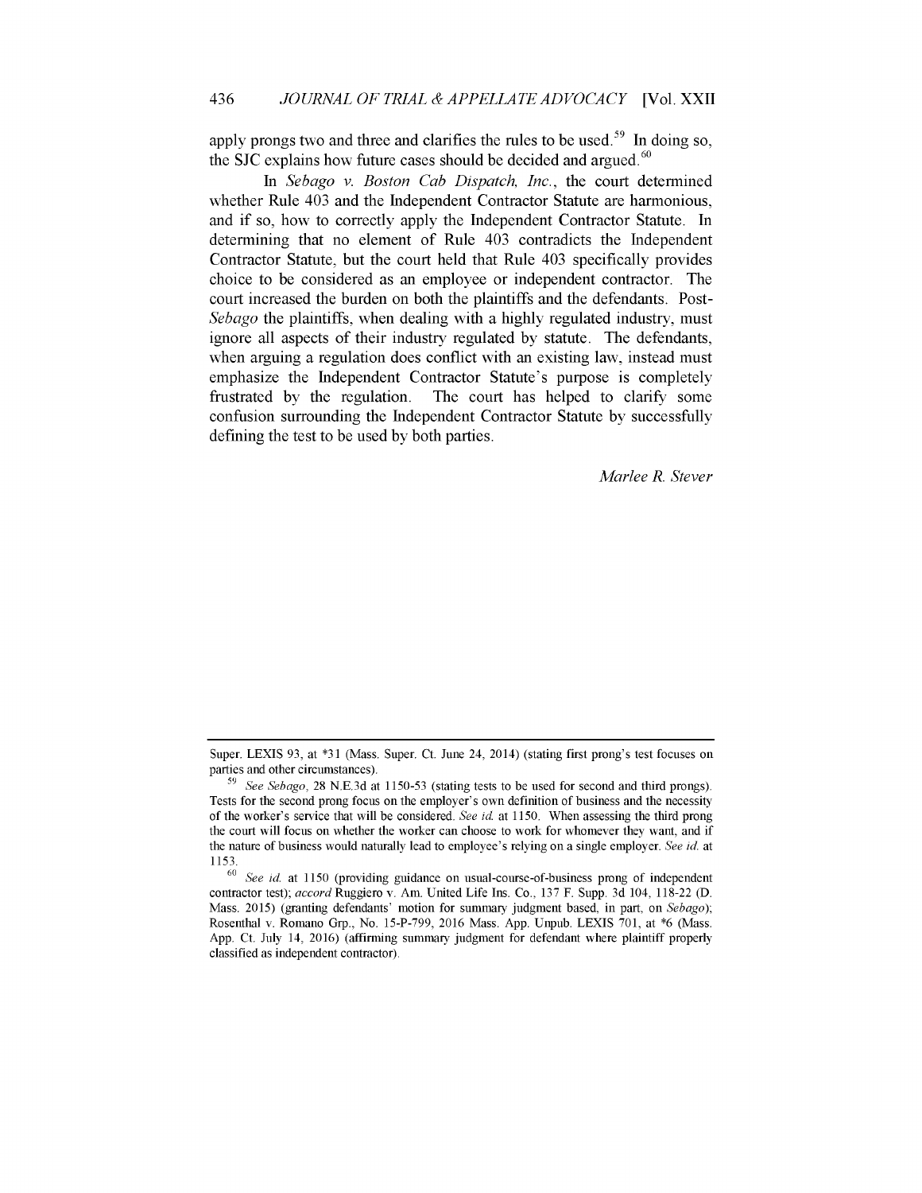apply prongs two and three and clarifies the rules to be used.[59] In doing so, the SJC explains how future cases should be decided and argued.[60]

In *Sebago v. Boston Cab Dispatch, Inc.*, the court determined whether Rule 403 and the Independent Contractor Statute are harmonious, and if so, how to correctly apply the Independent Contractor Statute. In determining that no element of Rule 403 contradicts the Independent Contractor Statute, but the court held that Rule 403 specifically provides choice to be considered as an employee or independent contractor. The court increased the burden on both the plaintiffs and the defendants. Post-*Sebago* the plaintiffs, when dealing with a highly regulated industry, must ignore all aspects of their industry regulated by statute. The defendants, when arguing a regulation does conflict with an existing law, instead must emphasize the Independent Contractor Statute's purpose is completely frustrated by the regulation. The court has helped to clarify some confusion surrounding the Independent Contractor Statute by successfully defining the test to be used by both parties.

*Marlee R. Stever*

---

Super. LEXIS 93, at *31 (Mass. Super. Ct. June 24, 2014) (stating first prong's test focuses on parties and other circumstances).

[59] *See Sebago*, 28 N.E.3d at 1150-53 (stating tests to be used for second and third prongs). Tests for the second prong focus on the employer's own definition of business and the necessity of the worker's service that will be considered. *See id.* at 1150. When assessing the third prong the court will focus on whether the worker can choose to work for whomever they want, and if the nature of business would naturally lead to employee's relying on a single employer. *See id.* at 1153.

[60] *See id.* at 1150 (providing guidance on usual-course-of-business prong of independent contractor test); *accord* Ruggiero v. Am. United Life Ins. Co., 137 F. Supp. 3d 104, 118-22 (D. Mass. 2015) (granting defendants' motion for summary judgment based, in part, on *Sebago*); Rosenthal v. Romano Grp., No. 15-P-799, 2016 Mass. App. Unpub. LEXIS 701, at *6 (Mass. App. Ct. July 14, 2016) (affirming summary judgment for defendant where plaintiff properly classified as independent contractor).